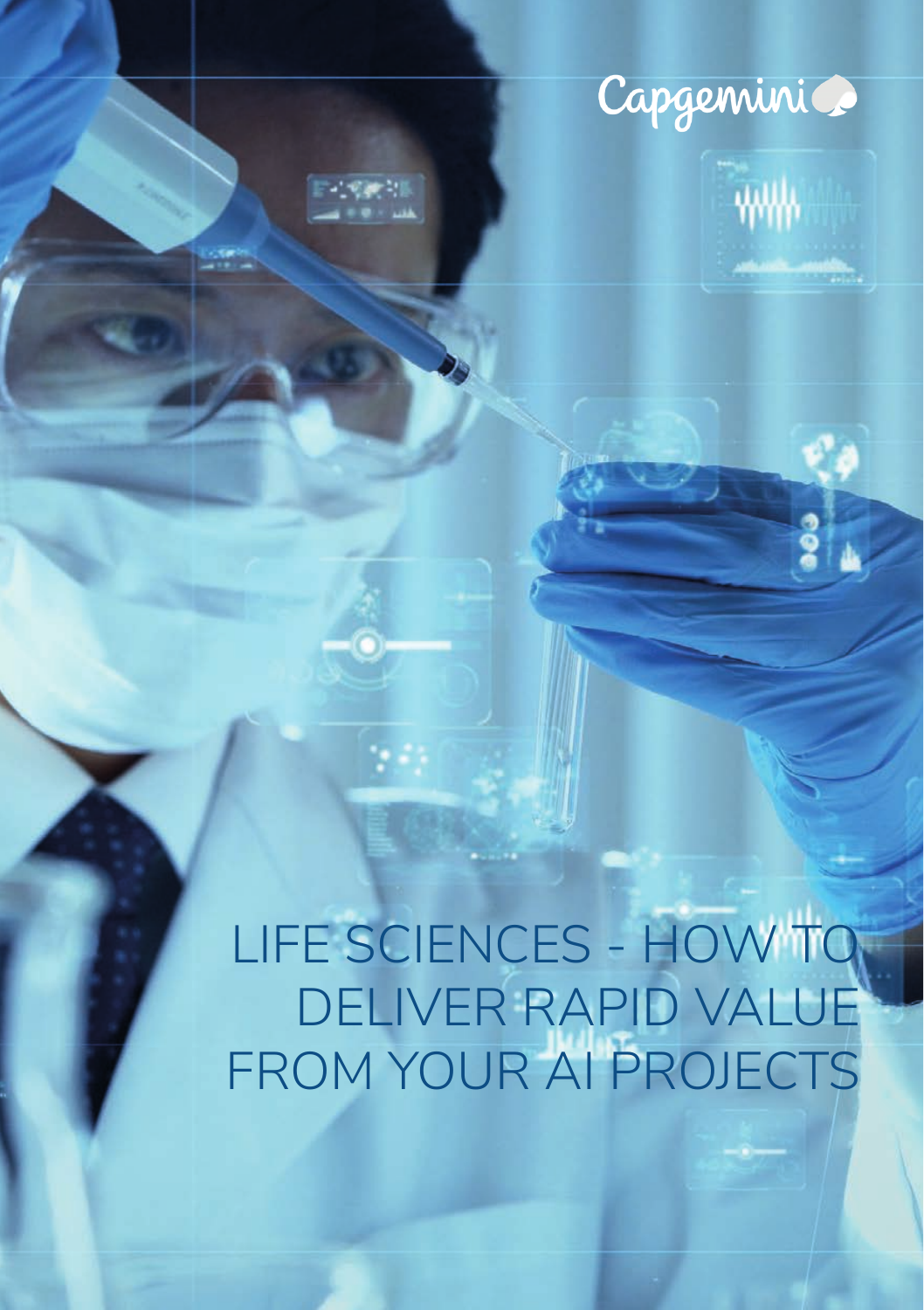Capgemini

# LIFE SCIENCES - HOW TO DELIVER RAPID VALUE FROM YOUR AI PROJECTS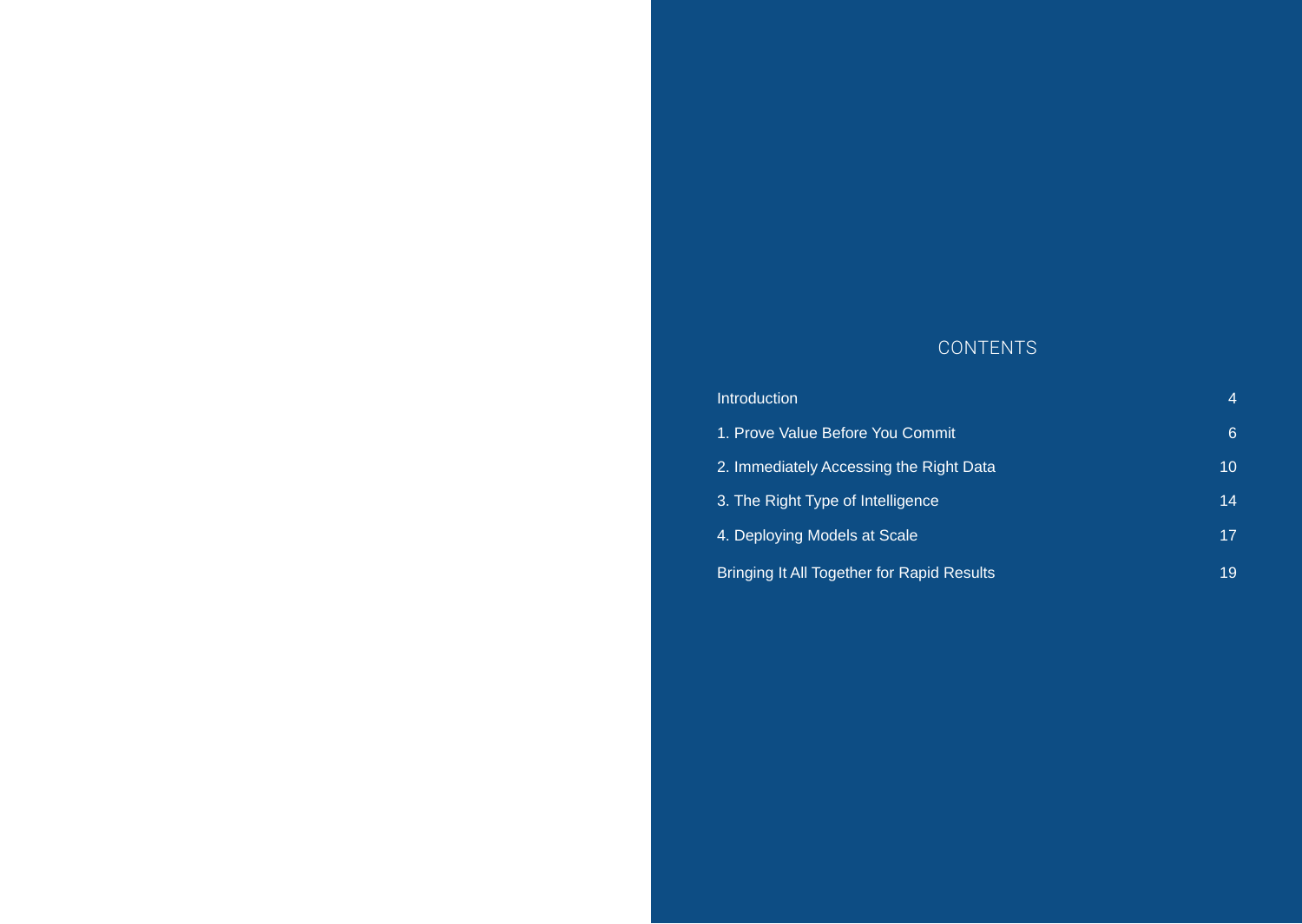# CONTENTS

| | |
|---|---|
| Introduction | 4 |
| 1. Prove Value Before You Commit | 6 |
| 2. Immediately Accessing the Right Data | 10 |
| 3. The Right Type of Intelligence | 14 |
| 4. Deploying Models at Scale | 17 |
| Bringing It All Together for Rapid Results | 19 |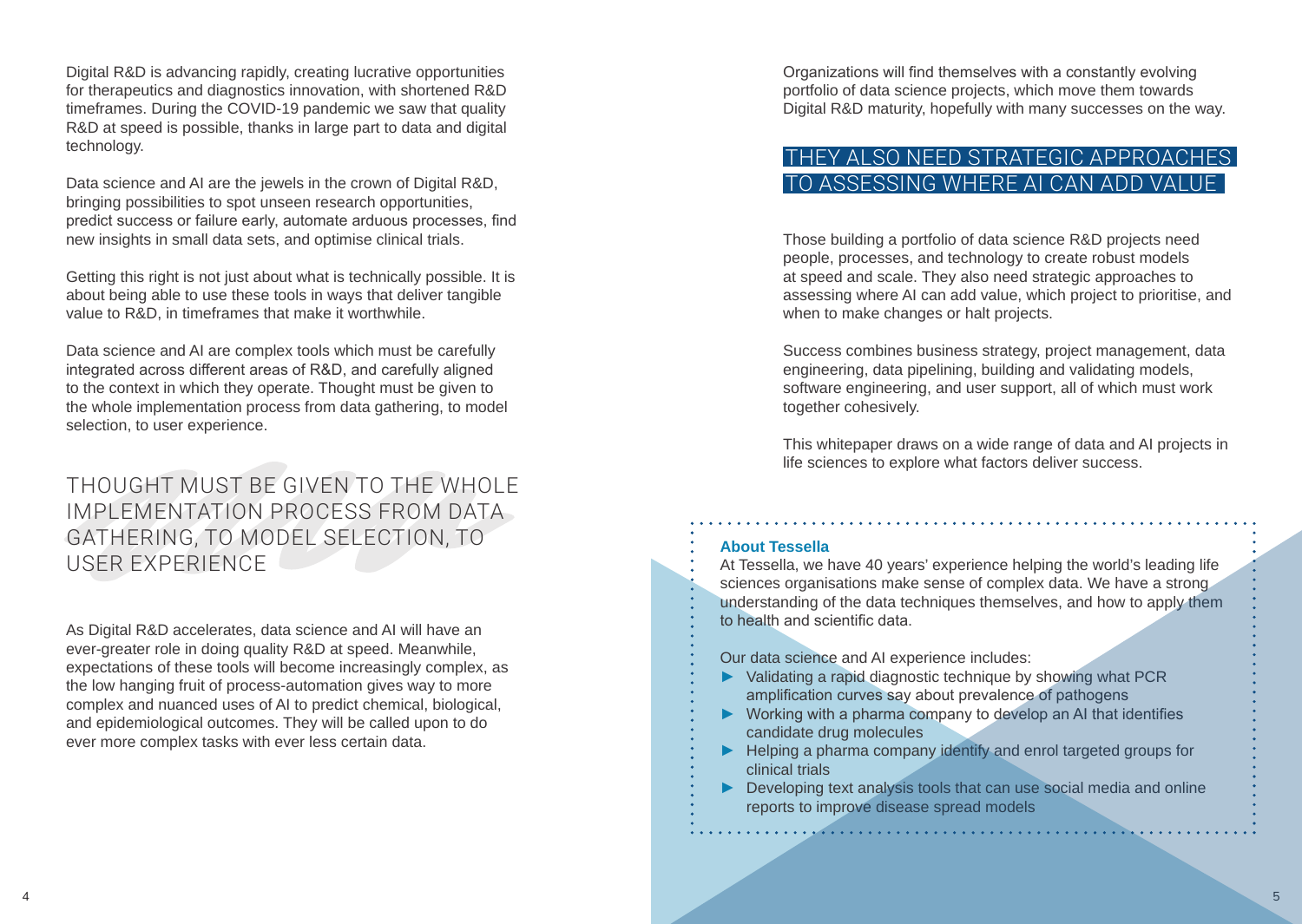Digital R&D is advancing rapidly, creating lucrative opportunities for therapeutics and diagnostics innovation, with shortened R&D timeframes. During the COVID-19 pandemic we saw that quality R&D at speed is possible, thanks in large part to data and digital technology.

Data science and AI are the jewels in the crown of Digital R&D, bringing possibilities to spot unseen research opportunities, predict success or failure early, automate arduous processes, find new insights in small data sets, and optimise clinical trials.

Getting this right is not just about what is technically possible. It is about being able to use these tools in ways that deliver tangible value to R&D, in timeframes that make it worthwhile.

Data science and AI are complex tools which must be carefully integrated across different areas of R&D, and carefully aligned to the context in which they operate. Thought must be given to the whole implementation process from data gathering, to model selection, to user experience.

> THOUGHT MUST BE GIVEN TO THE WHOLE IMPLEMENTATION PROCESS FROM DATA GATHERING, TO MODEL SELECTION, TO USER EXPERIENCE

As Digital R&D accelerates, data science and AI will have an ever-greater role in doing quality R&D at speed. Meanwhile, expectations of these tools will become increasingly complex, as the low hanging fruit of process-automation gives way to more complex and nuanced uses of AI to predict chemical, biological, and epidemiological outcomes. They will be called upon to do ever more complex tasks with ever less certain data.

Organizations will find themselves with a constantly evolving portfolio of data science projects, which move them towards Digital R&D maturity, hopefully with many successes on the way.

> THEY ALSO NEED STRATEGIC APPROACHES TO ASSESSING WHERE AI CAN ADD VALUE

Those building a portfolio of data science R&D projects need people, processes, and technology to create robust models at speed and scale. They also need strategic approaches to assessing where AI can add value, which project to prioritise, and when to make changes or halt projects.

Success combines business strategy, project management, data engineering, data pipelining, building and validating models, software engineering, and user support, all of which must work together cohesively.

This whitepaper draws on a wide range of data and AI projects in life sciences to explore what factors deliver success.

**About Tessella**

At Tessella, we have 40 years' experience helping the world's leading life sciences organisations make sense of complex data. We have a strong understanding of the data techniques themselves, and how to apply them to health and scientific data.

Our data science and AI experience includes:

- Validating a rapid diagnostic technique by showing what PCR amplification curves say about prevalence of pathogens
- Working with a pharma company to develop an AI that identifies candidate drug molecules
- Helping a pharma company identify and enrol targeted groups for clinical trials
- Developing text analysis tools that can use social media and online reports to improve disease spread models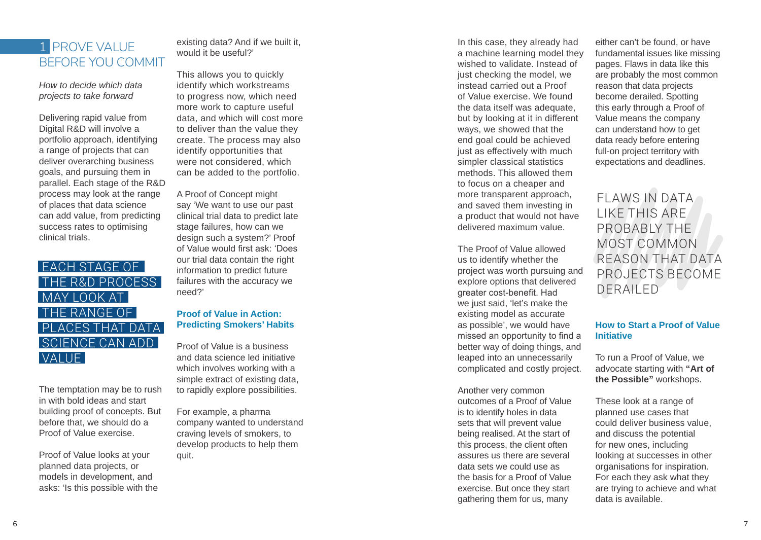# 1 PROVE VALUE BEFORE YOU COMMIT

*How to decide which data projects to take forward*

Delivering rapid value from Digital R&D will involve a portfolio approach, identifying a range of projects that can deliver overarching business goals, and pursuing them in parallel. Each stage of the R&D process may look at the range of places that data science can add value, from predicting success rates to optimising clinical trials.

> EACH STAGE OF THE R&D PROCESS MAY LOOK AT THE RANGE OF PLACES THAT DATA SCIENCE CAN ADD VALUE

The temptation may be to rush in with bold ideas and start building proof of concepts. But before that, we should do a Proof of Value exercise.

Proof of Value looks at your planned data projects, or models in development, and asks: 'Is this possible with the existing data? And if we built it, would it be useful?'

This allows you to quickly identify which workstreams to progress now, which need more work to capture useful data, and which will cost more to deliver than the value they create. The process may also identify opportunities that were not considered, which can be added to the portfolio.

A Proof of Concept might say 'We want to use our past clinical trial data to predict late stage failures, how can we design such a system?' Proof of Value would first ask: 'Does our trial data contain the right information to predict future failures with the accuracy we need?'

### Proof of Value in Action: Predicting Smokers' Habits

Proof of Value is a business and data science led initiative which involves working with a simple extract of existing data, to rapidly explore possibilities.

For example, a pharma company wanted to understand craving levels of smokers, to develop products to help them quit.

In this case, they already had a machine learning model they wished to validate. Instead of just checking the model, we instead carried out a Proof of Value exercise. We found the data itself was adequate, but by looking at it in different ways, we showed that the end goal could be achieved just as effectively with much simpler classical statistics methods. This allowed them to focus on a cheaper and more transparent approach, and saved them investing in a product that would not have delivered maximum value.

The Proof of Value allowed us to identify whether the project was worth pursuing and explore options that delivered greater cost-benefit. Had we just said, 'let's make the existing model as accurate as possible', we would have missed an opportunity to find a better way of doing things, and leaped into an unnecessarily complicated and costly project.

Another very common outcomes of a Proof of Value is to identify holes in data sets that will prevent value being realised. At the start of this process, the client often assures us there are several data sets we could use as the basis for a Proof of Value exercise. But once they start gathering them for us, many either can't be found, or have fundamental issues like missing pages. Flaws in data like this are probably the most common reason that data projects become derailed. Spotting this early through a Proof of Value means the company can understand how to get data ready before entering full-on project territory with expectations and deadlines.

> FLAWS IN DATA LIKE THIS ARE PROBABLY THE MOST COMMON REASON THAT DATA PROJECTS BECOME DERAILED

### How to Start a Proof of Value Initiative

To run a Proof of Value, we advocate starting with **"Art of the Possible"** workshops.

These look at a range of planned use cases that could deliver business value, and discuss the potential for new ones, including looking at successes in other organisations for inspiration. For each they ask what they are trying to achieve and what data is available.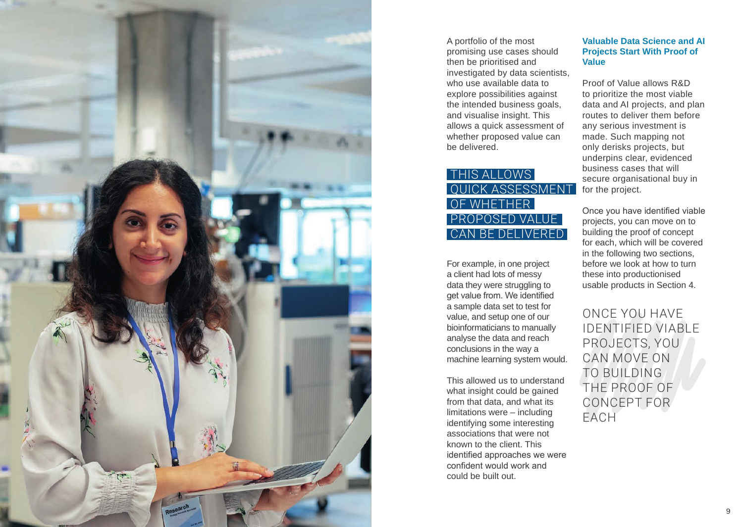A portfolio of the most promising use cases should then be prioritised and investigated by data scientists, who use available data to explore possibilities against the intended business goals, and visualise insight. This allows a quick assessment of whether proposed value can be delivered.

> THIS ALLOWS QUICK ASSESSMENT OF WHETHER PROPOSED VALUE CAN BE DELIVERED

For example, in one project a client had lots of messy data they were struggling to get value from. We identified a sample data set to test for value, and setup one of our bioinformaticians to manually analyse the data and reach conclusions in the way a machine learning system would.

This allowed us to understand what insight could be gained from that data, and what its limitations were – including identifying some interesting associations that were not known to the client. This identified approaches we were confident would work and could be built out.

### Valuable Data Science and AI Projects Start With Proof of Value

Proof of Value allows R&D to prioritize the most viable data and AI projects, and plan routes to deliver them before any serious investment is made. Such mapping not only derisks projects, but underpins clear, evidenced business cases that will secure organisational buy in for the project.

Once you have identified viable projects, you can move on to building the proof of concept for each, which will be covered in the following two sections, before we look at how to turn these into productionised usable products in Section 4.

> ONCE YOU HAVE IDENTIFIED VIABLE PROJECTS, YOU CAN MOVE ON TO BUILDING THE PROOF OF CONCEPT FOR EACH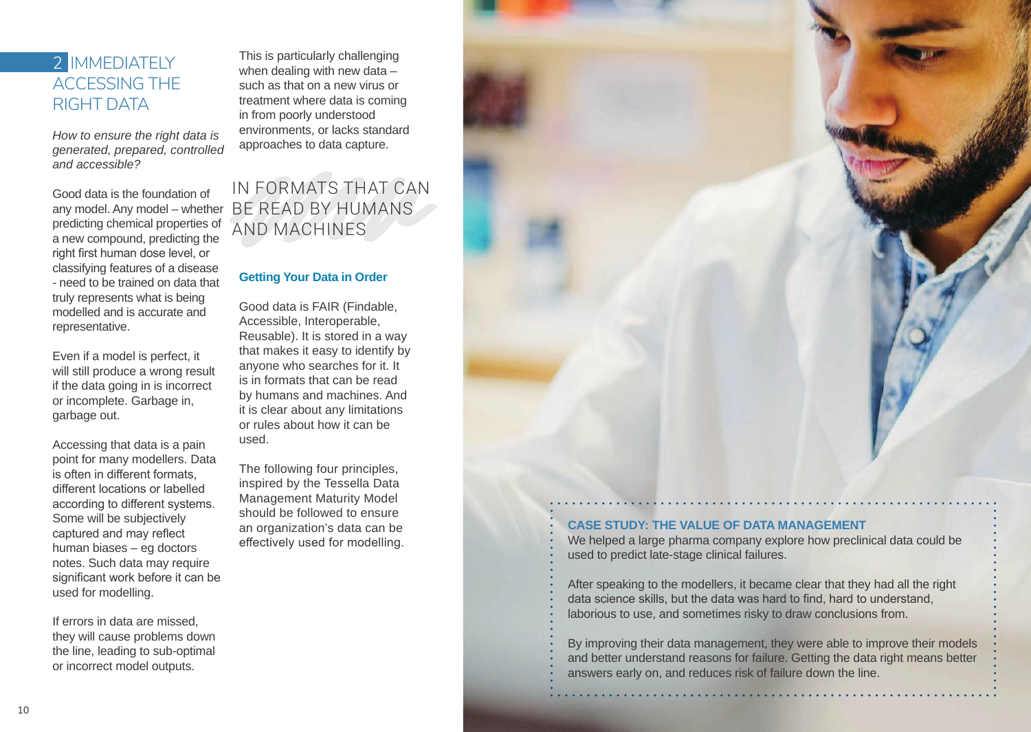## 2 IMMEDIATELY ACCESSING THE RIGHT DATA

*How to ensure the right data is generated, prepared, controlled and accessible?*

Good data is the foundation of any model. Any model – whether predicting chemical properties of a new compound, predicting the right first human dose level, or classifying features of a disease - need to be trained on data that truly represents what is being modelled and is accurate and representative.

Even if a model is perfect, it will still produce a wrong result if the data going in is incorrect or incomplete. Garbage in, garbage out.

Accessing that data is a pain point for many modellers. Data is often in different formats, different locations or labelled according to different systems. Some will be subjectively captured and may reflect human biases – eg doctors notes. Such data may require significant work before it can be used for modelling.

If errors in data are missed, they will cause problems down the line, leading to sub-optimal or incorrect model outputs.

This is particularly challenging when dealing with new data – such as that on a new virus or treatment where data is coming in from poorly understood environments, or lacks standard approaches to data capture.

IN FORMATS THAT CAN BE READ BY HUMANS AND MACHINES

### Getting Your Data in Order

Good data is FAIR (Findable, Accessible, Interoperable, Reusable). It is stored in a way that makes it easy to identify by anyone who searches for it. It is in formats that can be read by humans and machines. And it is clear about any limitations or rules about how it can be used.

The following four principles, inspired by the Tessella Data Management Maturity Model should be followed to ensure an organization's data can be effectively used for modelling.

### CASE STUDY: THE VALUE OF DATA MANAGEMENT

We helped a large pharma company explore how preclinical data could be used to predict late-stage clinical failures.

After speaking to the modellers, it became clear that they had all the right data science skills, but the data was hard to find, hard to understand, laborious to use, and sometimes risky to draw conclusions from.

By improving their data management, they were able to improve their models and better understand reasons for failure. Getting the data right means better answers early on, and reduces risk of failure down the line.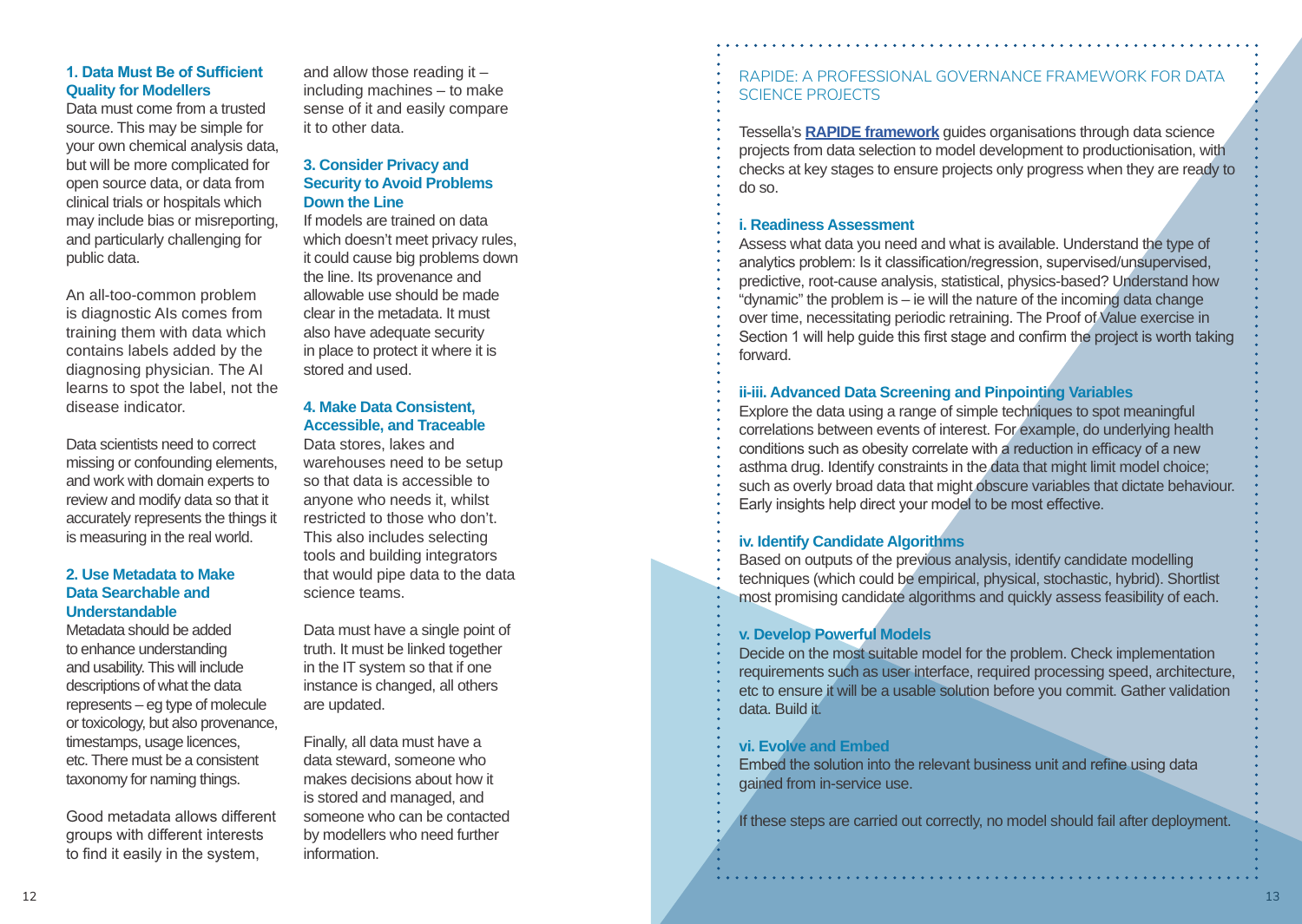### 1. Data Must Be of Sufficient Quality for Modellers

Data must come from a trusted source. This may be simple for your own chemical analysis data, but will be more complicated for open source data, or data from clinical trials or hospitals which may include bias or misreporting, and particularly challenging for public data.

An all-too-common problem is diagnostic AIs comes from training them with data which contains labels added by the diagnosing physician. The AI learns to spot the label, not the disease indicator.

Data scientists need to correct missing or confounding elements, and work with domain experts to review and modify data so that it accurately represents the things it is measuring in the real world.

### 2. Use Metadata to Make Data Searchable and Understandable

Metadata should be added to enhance understanding and usability. This will include descriptions of what the data represents – eg type of molecule or toxicology, but also provenance, timestamps, usage licences, etc. There must be a consistent taxonomy for naming things.

Good metadata allows different groups with different interests to find it easily in the system, and allow those reading it – including machines – to make sense of it and easily compare it to other data.

### 3. Consider Privacy and Security to Avoid Problems Down the Line

If models are trained on data which doesn't meet privacy rules, it could cause big problems down the line. Its provenance and allowable use should be made clear in the metadata. It must also have adequate security in place to protect it where it is stored and used.

### 4. Make Data Consistent, Accessible, and Traceable

Data stores, lakes and warehouses need to be setup so that data is accessible to anyone who needs it, whilst restricted to those who don't. This also includes selecting tools and building integrators that would pipe data to the data science teams.

Data must have a single point of truth. It must be linked together in the IT system so that if one instance is changed, all others are updated.

Finally, all data must have a data steward, someone who makes decisions about how it is stored and managed, and someone who can be contacted by modellers who need further information.

## RAPIDE: A PROFESSIONAL GOVERNANCE FRAMEWORK FOR DATA SCIENCE PROJECTS

Tessella's **RAPIDE framework** guides organisations through data science projects from data selection to model development to productionisation, with checks at key stages to ensure projects only progress when they are ready to do so.

### i. Readiness Assessment

Assess what data you need and what is available. Understand the type of analytics problem: Is it classification/regression, supervised/unsupervised, predictive, root-cause analysis, statistical, physics-based? Understand how "dynamic" the problem is – ie will the nature of the incoming data change over time, necessitating periodic retraining. The Proof of Value exercise in Section 1 will help guide this first stage and confirm the project is worth taking forward.

### ii-iii. Advanced Data Screening and Pinpointing Variables

Explore the data using a range of simple techniques to spot meaningful correlations between events of interest. For example, do underlying health conditions such as obesity correlate with a reduction in efficacy of a new asthma drug. Identify constraints in the data that might limit model choice; such as overly broad data that might obscure variables that dictate behaviour. Early insights help direct your model to be most effective.

### iv. Identify Candidate Algorithms

Based on outputs of the previous analysis, identify candidate modelling techniques (which could be empirical, physical, stochastic, hybrid). Shortlist most promising candidate algorithms and quickly assess feasibility of each.

### v. Develop Powerful Models

Decide on the most suitable model for the problem. Check implementation requirements such as user interface, required processing speed, architecture, etc to ensure it will be a usable solution before you commit. Gather validation data. Build it.

### vi. Evolve and Embed

Embed the solution into the relevant business unit and refine using data gained from in-service use.

If these steps are carried out correctly, no model should fail after deployment.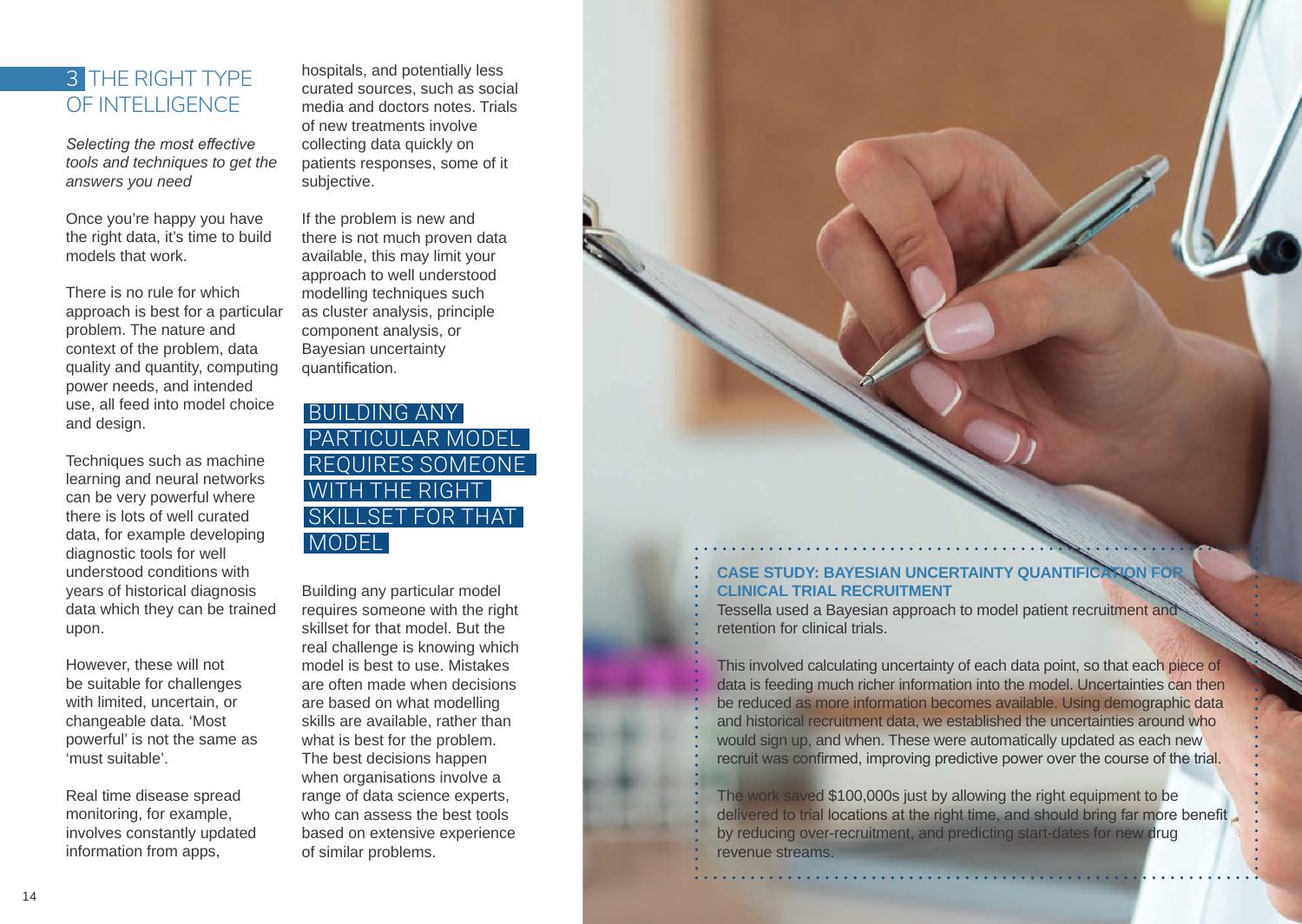## 3 THE RIGHT TYPE OF INTELLIGENCE

*Selecting the most effective tools and techniques to get the answers you need*

Once you're happy you have the right data, it's time to build models that work.

There is no rule for which approach is best for a particular problem. The nature and context of the problem, data quality and quantity, computing power needs, and intended use, all feed into model choice and design.

Techniques such as machine learning and neural networks can be very powerful where there is lots of well curated data, for example developing diagnostic tools for well understood conditions with years of historical diagnosis data which they can be trained upon.

However, these will not be suitable for challenges with limited, uncertain, or changeable data. 'Most powerful' is not the same as 'must suitable'.

Real time disease spread monitoring, for example, involves constantly updated information from apps, hospitals, and potentially less curated sources, such as social media and doctors notes. Trials of new treatments involve collecting data quickly on patients responses, some of it subjective.

If the problem is new and there is not much proven data available, this may limit your approach to well understood modelling techniques such as cluster analysis, principle component analysis, or Bayesian uncertainty quantification.

**BUILDING ANY PARTICULAR MODEL REQUIRES SOMEONE WITH THE RIGHT SKILLSET FOR THAT MODEL**

Building any particular model requires someone with the right skillset for that model. But the real challenge is knowing which model is best to use. Mistakes are often made when decisions are based on what modelling skills are available, rather than what is best for the problem. The best decisions happen when organisations involve a range of data science experts, who can assess the best tools based on extensive experience of similar problems.

**CASE STUDY: BAYESIAN UNCERTAINTY QUANTIFICATION FOR CLINICAL TRIAL RECRUITMENT**

Tessella used a Bayesian approach to model patient recruitment and retention for clinical trials.

This involved calculating uncertainty of each data point, so that each piece of data is feeding much richer information into the model. Uncertainties can then be reduced as more information becomes available. Using demographic data and historical recruitment data, we established the uncertainties around who would sign up, and when. These were automatically updated as each new recruit was confirmed, improving predictive power over the course of the trial.

The work saved $100,000s just by allowing the right equipment to be delivered to trial locations at the right time, and should bring far more benefit by reducing over-recruitment, and predicting start-dates for new drug revenue streams.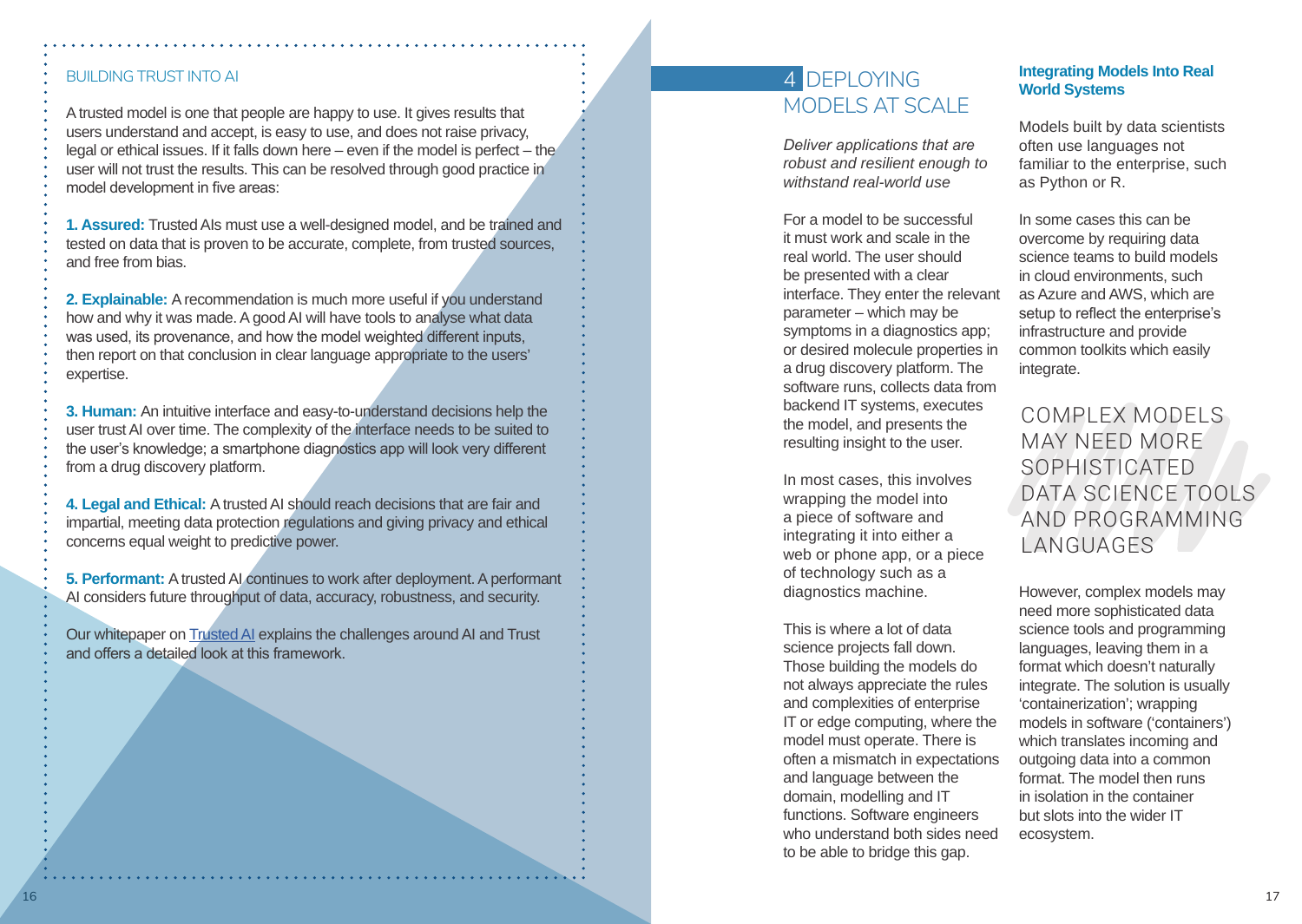## BUILDING TRUST INTO AI

A trusted model is one that people are happy to use. It gives results that users understand and accept, is easy to use, and does not raise privacy, legal or ethical issues. If it falls down here – even if the model is perfect – the user will not trust the results. This can be resolved through good practice in model development in five areas:

**1. Assured:** Trusted AIs must use a well-designed model, and be trained and tested on data that is proven to be accurate, complete, from trusted sources, and free from bias.

**2. Explainable:** A recommendation is much more useful if you understand how and why it was made. A good AI will have tools to analyse what data was used, its provenance, and how the model weighted different inputs, then report on that conclusion in clear language appropriate to the users' expertise.

**3. Human:** An intuitive interface and easy-to-understand decisions help the user trust AI over time. The complexity of the interface needs to be suited to the user's knowledge; a smartphone diagnostics app will look very different from a drug discovery platform.

**4. Legal and Ethical:** A trusted AI should reach decisions that are fair and impartial, meeting data protection regulations and giving privacy and ethical concerns equal weight to predictive power.

**5. Performant:** A trusted AI continues to work after deployment. A performant AI considers future throughput of data, accuracy, robustness, and security.

Our whitepaper on Trusted AI explains the challenges around AI and Trust and offers a detailed look at this framework.

# 4 DEPLOYING MODELS AT SCALE

*Deliver applications that are robust and resilient enough to withstand real-world use*

For a model to be successful it must work and scale in the real world. The user should be presented with a clear interface. They enter the relevant parameter – which may be symptoms in a diagnostics app; or desired molecule properties in a drug discovery platform. The software runs, collects data from backend IT systems, executes the model, and presents the resulting insight to the user.

In most cases, this involves wrapping the model into a piece of software and integrating it into either a web or phone app, or a piece of technology such as a diagnostics machine.

This is where a lot of data science projects fall down. Those building the models do not always appreciate the rules and complexities of enterprise IT or edge computing, where the model must operate. There is often a mismatch in expectations and language between the domain, modelling and IT functions. Software engineers who understand both sides need to be able to bridge this gap.

### Integrating Models Into Real World Systems

Models built by data scientists often use languages not familiar to the enterprise, such as Python or R.

In some cases this can be overcome by requiring data science teams to build models in cloud environments, such as Azure and AWS, which are setup to reflect the enterprise's infrastructure and provide common toolkits which easily integrate.

> COMPLEX MODELS MAY NEED MORE SOPHISTICATED DATA SCIENCE TOOLS AND PROGRAMMING LANGUAGES

However, complex models may need more sophisticated data science tools and programming languages, leaving them in a format which doesn't naturally integrate. The solution is usually 'containerization'; wrapping models in software ('containers') which translates incoming and outgoing data into a common format. The model then runs in isolation in the container but slots into the wider IT ecosystem.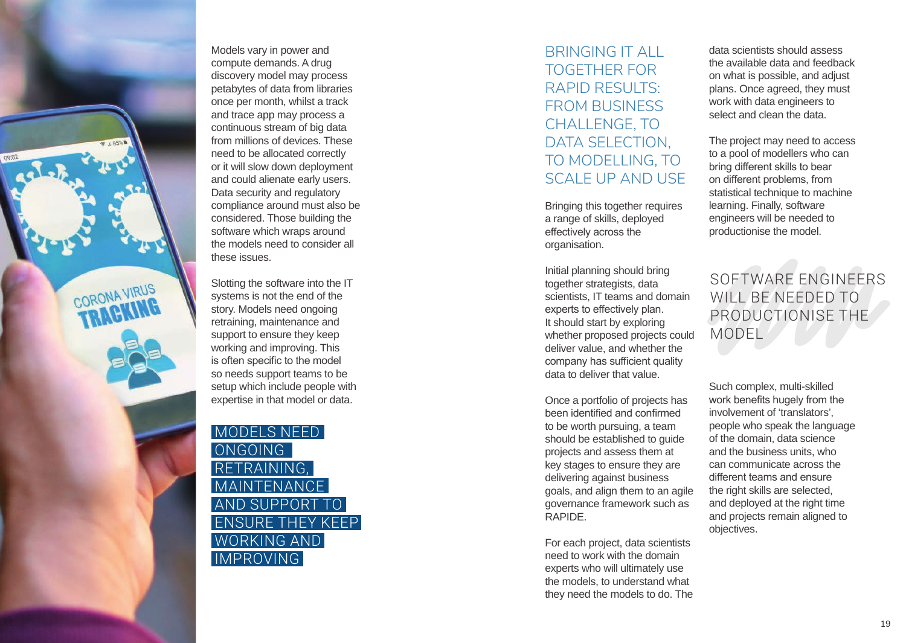Models vary in power and compute demands. A drug discovery model may process petabytes of data from libraries once per month, whilst a track and trace app may process a continuous stream of big data from millions of devices. These need to be allocated correctly or it will slow down deployment and could alienate early users. Data security and regulatory compliance around must also be considered. Those building the software which wraps around the models need to consider all these issues.

Slotting the software into the IT systems is not the end of the story. Models need ongoing retraining, maintenance and support to ensure they keep working and improving. This is often specific to the model so needs support teams to be setup which include people with expertise in that model or data.

> MODELS NEED ONGOING RETRAINING, MAINTENANCE AND SUPPORT TO ENSURE THEY KEEP WORKING AND IMPROVING

## BRINGING IT ALL TOGETHER FOR RAPID RESULTS: FROM BUSINESS CHALLENGE, TO DATA SELECTION, TO MODELLING, TO SCALE UP AND USE

Bringing this together requires a range of skills, deployed effectively across the organisation.

Initial planning should bring together strategists, data scientists, IT teams and domain experts to effectively plan. It should start by exploring whether proposed projects could deliver value, and whether the company has sufficient quality data to deliver that value.

Once a portfolio of projects has been identified and confirmed to be worth pursuing, a team should be established to guide projects and assess them at key stages to ensure they are delivering against business goals, and align them to an agile governance framework such as RAPIDE.

For each project, data scientists need to work with the domain experts who will ultimately use the models, to understand what they need the models to do. The data scientists should assess the available data and feedback on what is possible, and adjust plans. Once agreed, they must work with data engineers to select and clean the data.

The project may need to access to a pool of modellers who can bring different skills to bear on different problems, from statistical technique to machine learning. Finally, software engineers will be needed to productionise the model.

> SOFTWARE ENGINEERS WILL BE NEEDED TO PRODUCTIONISE THE MODEL

Such complex, multi-skilled work benefits hugely from the involvement of 'translators', people who speak the language of the domain, data science and the business units, who can communicate across the different teams and ensure the right skills are selected, and deployed at the right time and projects remain aligned to objectives.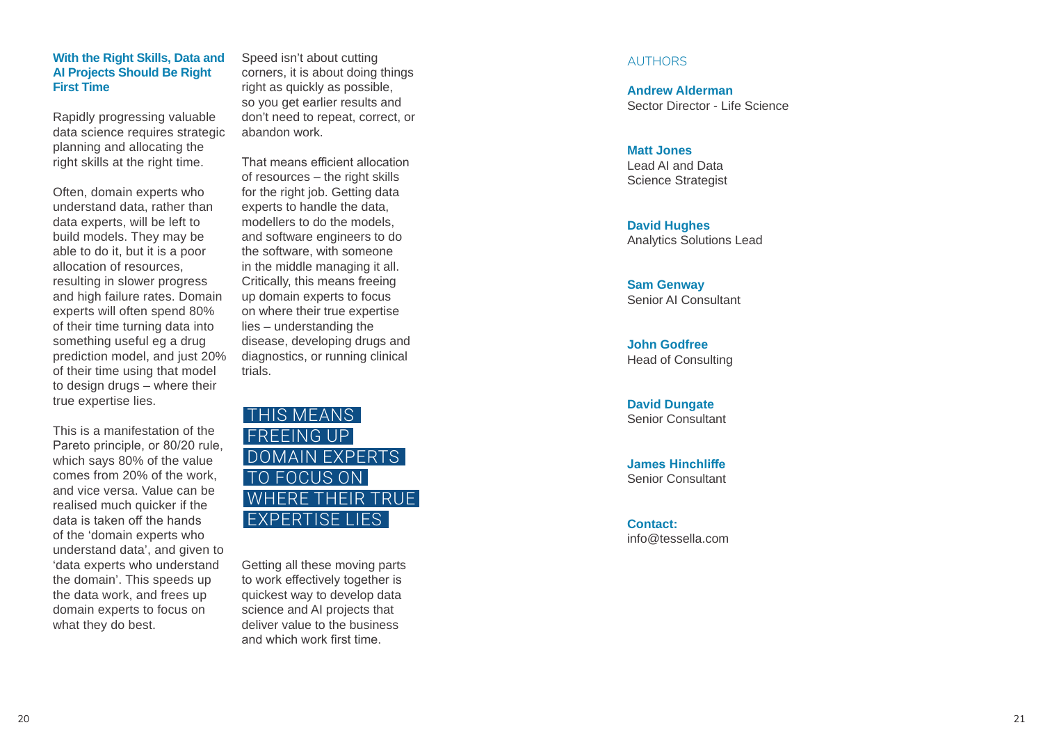### With the Right Skills, Data and AI Projects Should Be Right First Time

Rapidly progressing valuable data science requires strategic planning and allocating the right skills at the right time.

Often, domain experts who understand data, rather than data experts, will be left to build models. They may be able to do it, but it is a poor allocation of resources, resulting in slower progress and high failure rates. Domain experts will often spend 80% of their time turning data into something useful eg a drug prediction model, and just 20% of their time using that model to design drugs – where their true expertise lies.

This is a manifestation of the Pareto principle, or 80/20 rule, which says 80% of the value comes from 20% of the work, and vice versa. Value can be realised much quicker if the data is taken off the hands of the 'domain experts who understand data', and given to 'data experts who understand the domain'. This speeds up the data work, and frees up domain experts to focus on what they do best.

Speed isn't about cutting corners, it is about doing things right as quickly as possible, so you get earlier results and don't need to repeat, correct, or abandon work.

That means efficient allocation of resources – the right skills for the right job. Getting data experts to handle the data, modellers to do the models, and software engineers to do the software, with someone in the middle managing it all. Critically, this means freeing up domain experts to focus on where their true expertise lies – understanding the disease, developing drugs and diagnostics, or running clinical trials.

> THIS MEANS FREEING UP DOMAIN EXPERTS TO FOCUS ON WHERE THEIR TRUE EXPERTISE LIES

Getting all these moving parts to work effectively together is quickest way to develop data science and AI projects that deliver value to the business and which work first time.

## AUTHORS

**Andrew Alderman**
Sector Director - Life Science

**Matt Jones**
Lead AI and Data Science Strategist

**David Hughes**
Analytics Solutions Lead

**Sam Genway**
Senior AI Consultant

**John Godfree**
Head of Consulting

**David Dungate**
Senior Consultant

**James Hinchliffe**
Senior Consultant

**Contact:**
info@tessella.com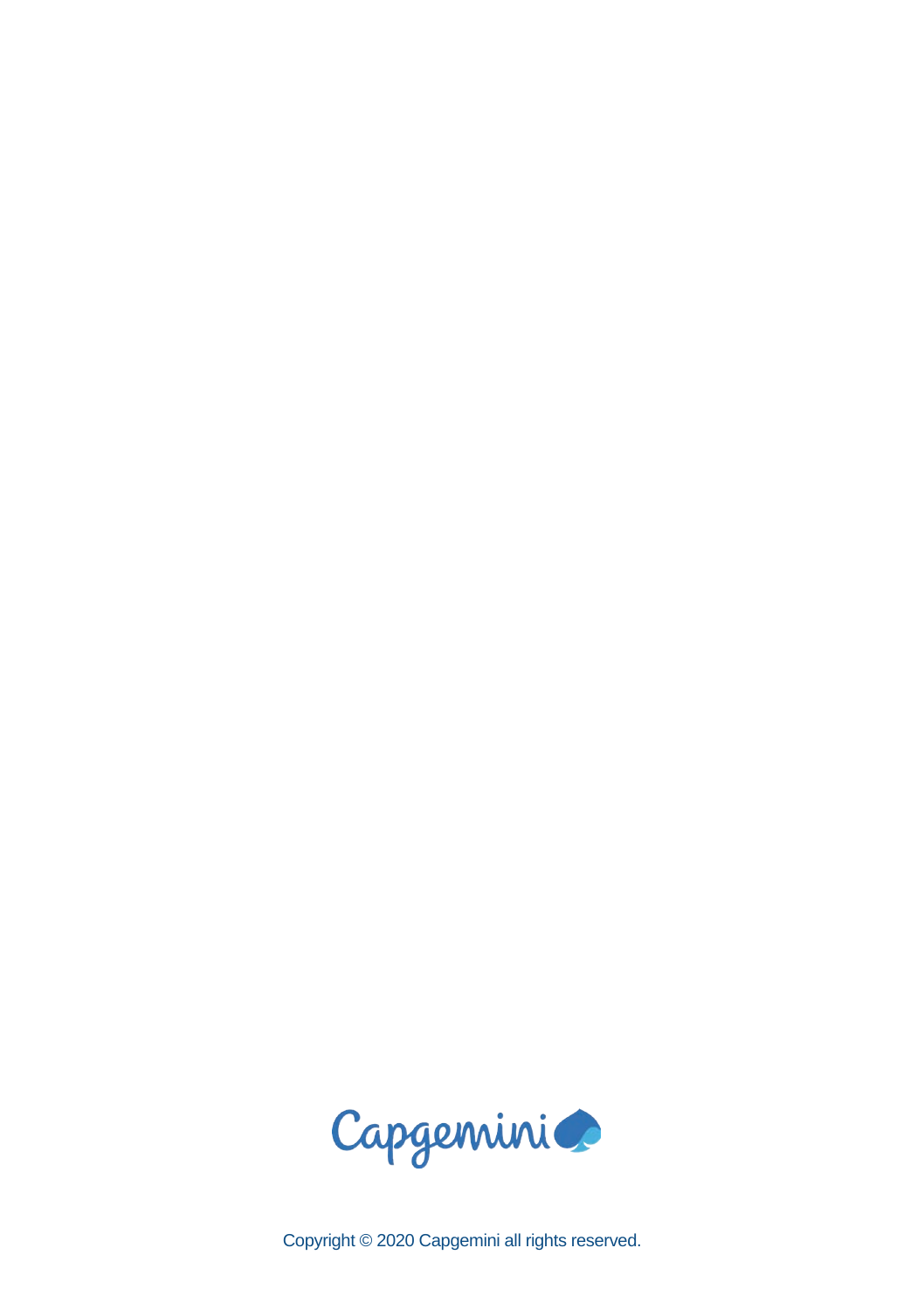Capgemini

Copyright © 2020 Capgemini all rights reserved.